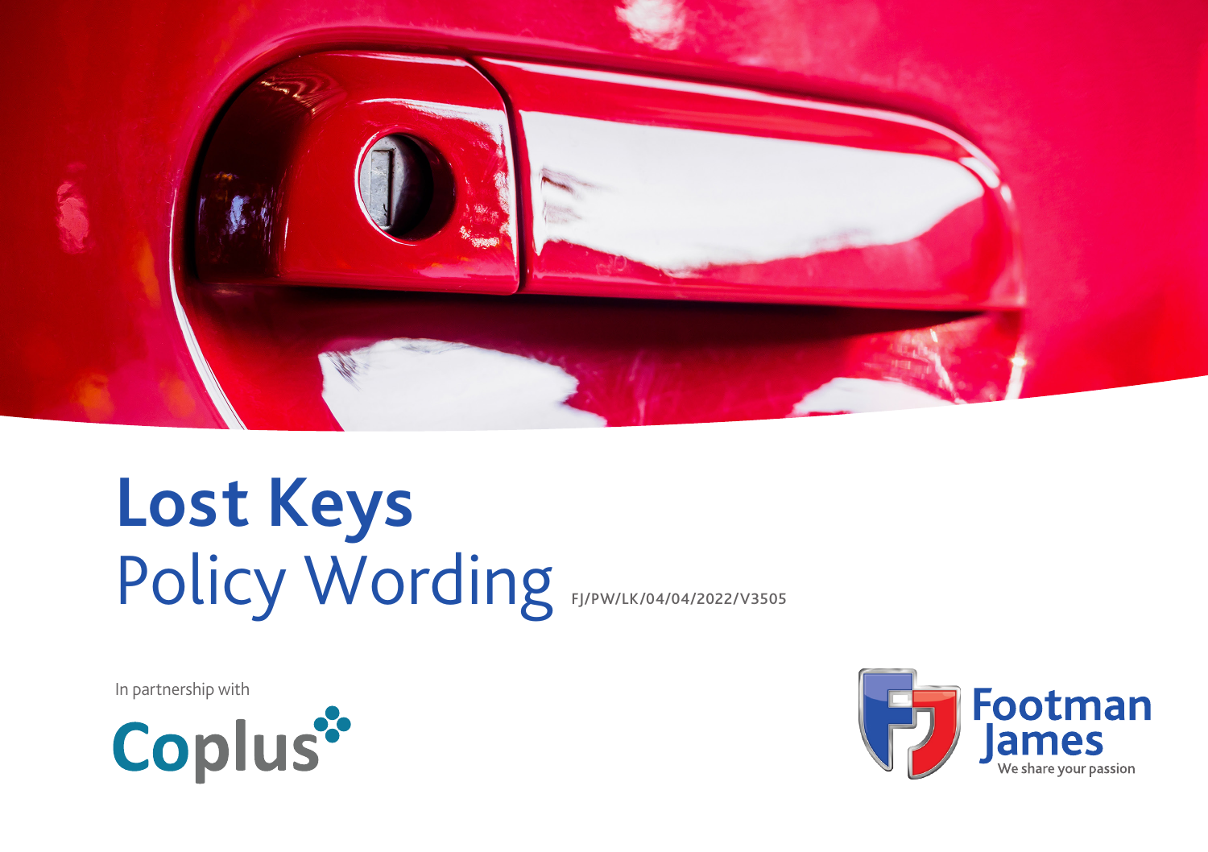# Lost Keys
## Policy Wording

FJ/PW/LK/04/04/2022/V3505

In partnership with

Coplus

Footman James

We share your passion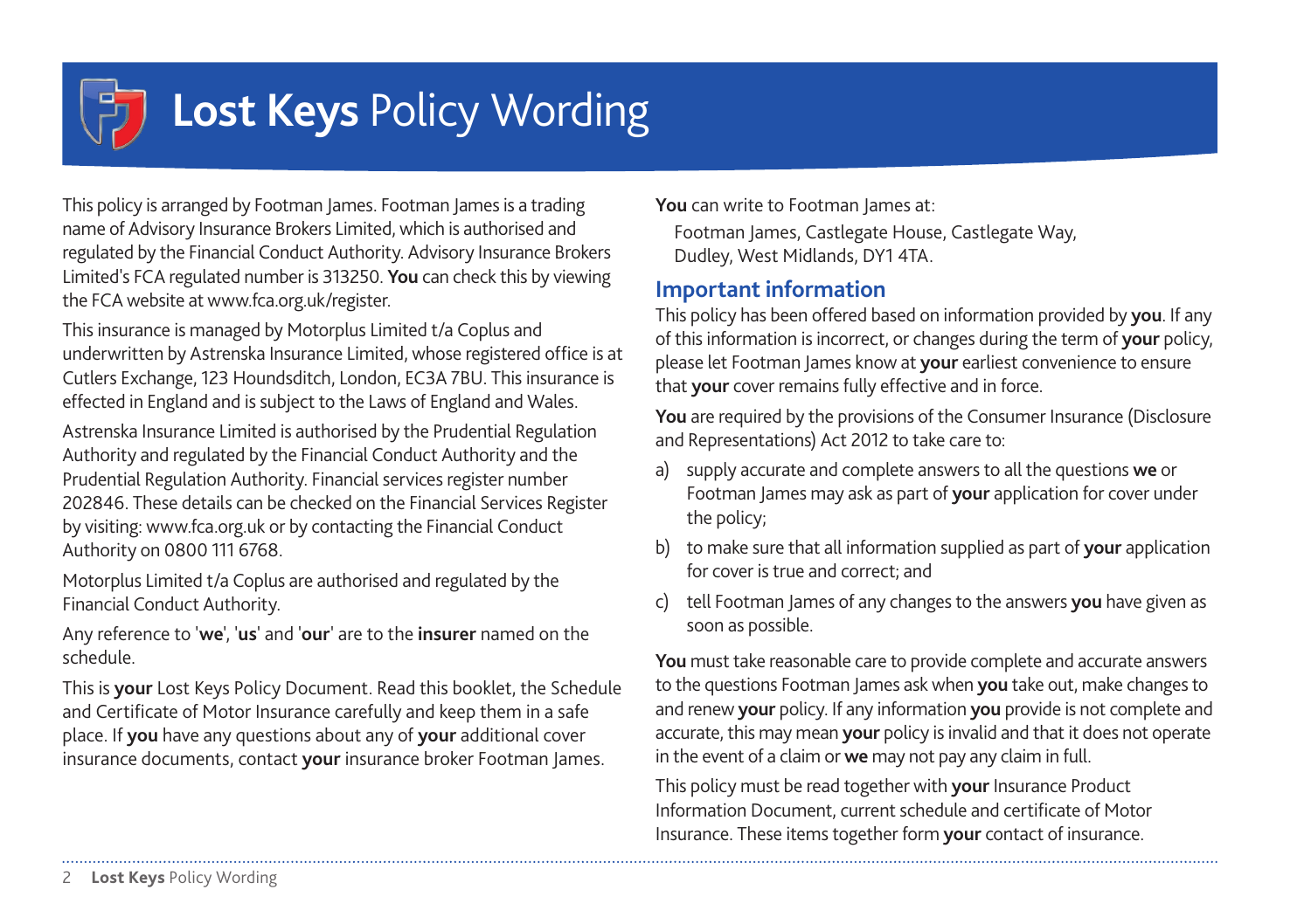# **Lost Keys** Policy Wording

This policy is arranged by Footman James. Footman James is a trading name of Advisory Insurance Brokers Limited, which is authorised and regulated by the Financial Conduct Authority. Advisory Insurance Brokers Limited's FCA regulated number is 313250. **You** can check this by viewing the FCA website at www.fca.org.uk/register.

This insurance is managed by Motorplus Limited t/a Coplus and underwritten by Astrenska Insurance Limited, whose registered office is at Cutlers Exchange, 123 Houndsditch, London, EC3A 7BU. This insurance is effected in England and is subject to the Laws of England and Wales.

Astrenska Insurance Limited is authorised by the Prudential Regulation Authority and regulated by the Financial Conduct Authority and the Prudential Regulation Authority. Financial services register number 202846. These details can be checked on the Financial Services Register by visiting: www.fca.org.uk or by contacting the Financial Conduct Authority on 0800 111 6768.

Motorplus Limited t/a Coplus are authorised and regulated by the Financial Conduct Authority.

Any reference to '**we**', '**us**' and '**our**' are to the **insurer** named on the schedule.

This is **your** Lost Keys Policy Document. Read this booklet, the Schedule and Certificate of Motor Insurance carefully and keep them in a safe place. If **you** have any questions about any of **your** additional cover insurance documents, contact **your** insurance broker Footman James.

**You** can write to Footman James at:

Footman James, Castlegate House, Castlegate Way, Dudley, West Midlands, DY1 4TA.

## Important information

This policy has been offered based on information provided by **you**. If any of this information is incorrect, or changes during the term of **your** policy, please let Footman James know at **your** earliest convenience to ensure that **your** cover remains fully effective and in force.

**You** are required by the provisions of the Consumer Insurance (Disclosure and Representations) Act 2012 to take care to:

a) supply accurate and complete answers to all the questions **we** or Footman James may ask as part of **your** application for cover under the policy;

b) to make sure that all information supplied as part of **your** application for cover is true and correct; and

c) tell Footman James of any changes to the answers **you** have given as soon as possible.

**You** must take reasonable care to provide complete and accurate answers to the questions Footman James ask when **you** take out, make changes to and renew **your** policy. If any information **you** provide is not complete and accurate, this may mean **your** policy is invalid and that it does not operate in the event of a claim or **we** may not pay any claim in full.

This policy must be read together with **your** Insurance Product Information Document, current schedule and certificate of Motor Insurance. These items together form **your** contact of insurance.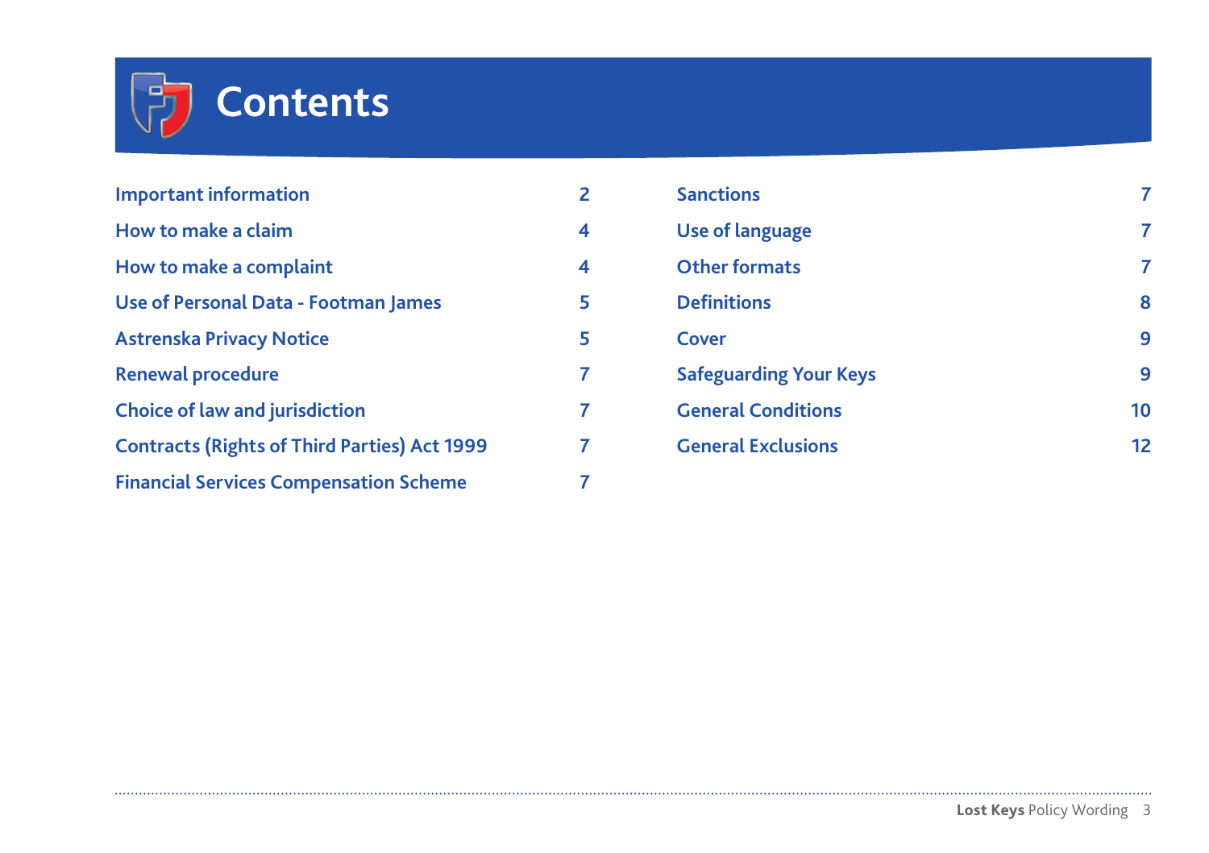# Contents

| | |
|---|---|
| Important information | 2 |
| How to make a claim | 4 |
| How to make a complaint | 4 |
| Use of Personal Data - Footman James | 5 |
| Astrenska Privacy Notice | 5 |
| Renewal procedure | 7 |
| Choice of law and jurisdiction | 7 |
| Contracts (Rights of Third Parties) Act 1999 | 7 |
| Financial Services Compensation Scheme | 7 |
| Sanctions | 7 |
| Use of language | 7 |
| Other formats | 7 |
| Definitions | 8 |
| Cover | 9 |
| Safeguarding Your Keys | 9 |
| General Conditions | 10 |
| General Exclusions | 12 |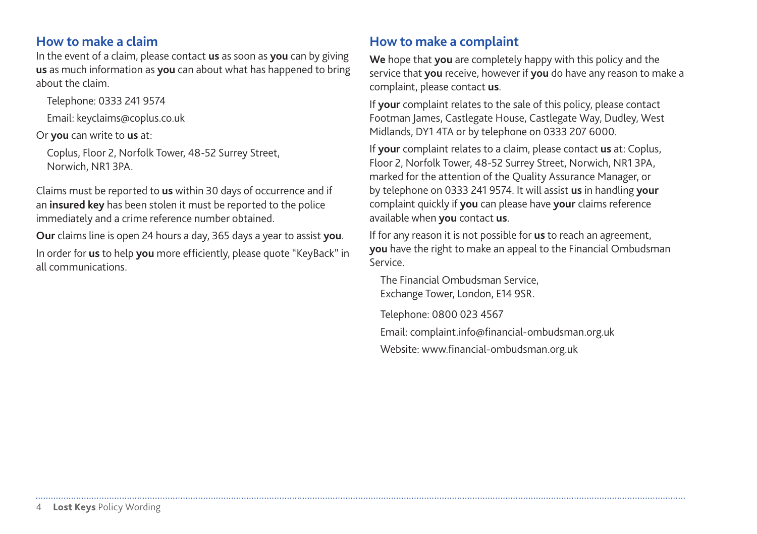## How to make a claim

In the event of a claim, please contact **us** as soon as **you** can by giving **us** as much information as **you** can about what has happened to bring about the claim.

Telephone: 0333 241 9574

Email: keyclaims@coplus.co.uk

Or **you** can write to **us** at:

Coplus, Floor 2, Norfolk Tower, 48-52 Surrey Street,
Norwich, NR1 3PA.

Claims must be reported to **us** within 30 days of occurrence and if an **insured key** has been stolen it must be reported to the police immediately and a crime reference number obtained.

**Our** claims line is open 24 hours a day, 365 days a year to assist **you**.

In order for **us** to help **you** more efficiently, please quote "KeyBack" in all communications.

## How to make a complaint

**We** hope that **you** are completely happy with this policy and the service that **you** receive, however if **you** do have any reason to make a complaint, please contact **us**.

If **your** complaint relates to the sale of this policy, please contact Footman James, Castlegate House, Castlegate Way, Dudley, West Midlands, DY1 4TA or by telephone on 0333 207 6000.

If **your** complaint relates to a claim, please contact **us** at: Coplus, Floor 2, Norfolk Tower, 48-52 Surrey Street, Norwich, NR1 3PA, marked for the attention of the Quality Assurance Manager, or by telephone on 0333 241 9574. It will assist **us** in handling **your** complaint quickly if **you** can please have **your** claims reference available when **you** contact **us**.

If for any reason it is not possible for **us** to reach an agreement, **you** have the right to make an appeal to the Financial Ombudsman Service.

The Financial Ombudsman Service,
Exchange Tower, London, E14 9SR.

Telephone: 0800 023 4567

Email: complaint.info@financial-ombudsman.org.uk

Website: www.financial-ombudsman.org.uk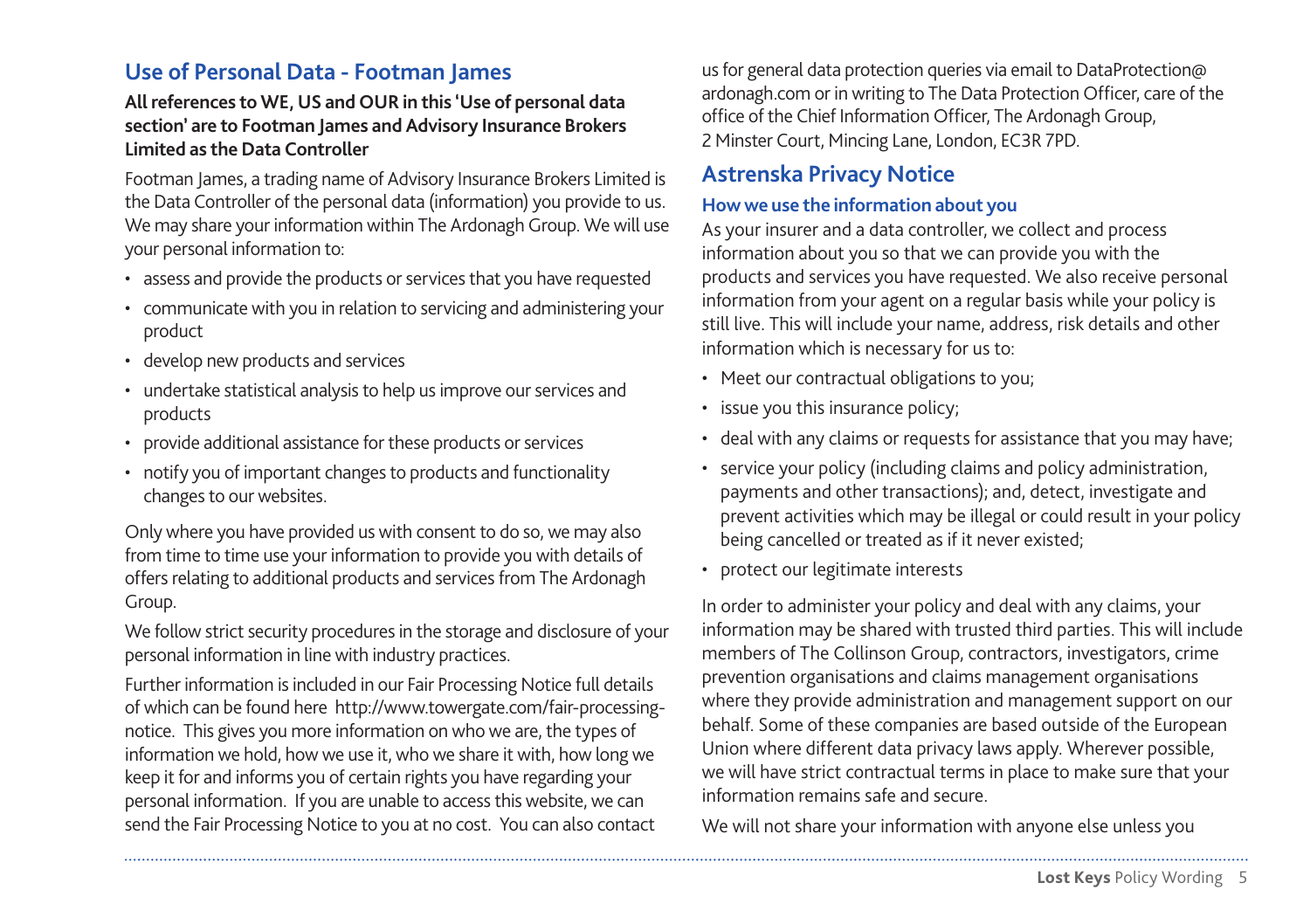## Use of Personal Data - Footman James

**All references to WE, US and OUR in this 'Use of personal data section' are to Footman James and Advisory Insurance Brokers Limited as the Data Controller**

Footman James, a trading name of Advisory Insurance Brokers Limited is the Data Controller of the personal data (information) you provide to us. We may share your information within The Ardonagh Group. We will use your personal information to:

- assess and provide the products or services that you have requested
- communicate with you in relation to servicing and administering your product
- develop new products and services
- undertake statistical analysis to help us improve our services and products
- provide additional assistance for these products or services
- notify you of important changes to products and functionality changes to our websites.

Only where you have provided us with consent to do so, we may also from time to time use your information to provide you with details of offers relating to additional products and services from The Ardonagh Group.

We follow strict security procedures in the storage and disclosure of your personal information in line with industry practices.

Further information is included in our Fair Processing Notice full details of which can be found here http://www.towergate.com/fair-processing-notice. This gives you more information on who we are, the types of information we hold, how we use it, who we share it with, how long we keep it for and informs you of certain rights you have regarding your personal information. If you are unable to access this website, we can send the Fair Processing Notice to you at no cost. You can also contact us for general data protection queries via email to DataProtection@ardonagh.com or in writing to The Data Protection Officer, care of the office of the Chief Information Officer, The Ardonagh Group, 2 Minster Court, Mincing Lane, London, EC3R 7PD.

## Astrenska Privacy Notice

### How we use the information about you

As your insurer and a data controller, we collect and process information about you so that we can provide you with the products and services you have requested. We also receive personal information from your agent on a regular basis while your policy is still live. This will include your name, address, risk details and other information which is necessary for us to:

- Meet our contractual obligations to you;
- issue you this insurance policy;
- deal with any claims or requests for assistance that you may have;
- service your policy (including claims and policy administration, payments and other transactions); and, detect, investigate and prevent activities which may be illegal or could result in your policy being cancelled or treated as if it never existed;
- protect our legitimate interests

In order to administer your policy and deal with any claims, your information may be shared with trusted third parties. This will include members of The Collinson Group, contractors, investigators, crime prevention organisations and claims management organisations where they provide administration and management support on our behalf. Some of these companies are based outside of the European Union where different data privacy laws apply. Wherever possible, we will have strict contractual terms in place to make sure that your information remains safe and secure.

We will not share your information with anyone else unless you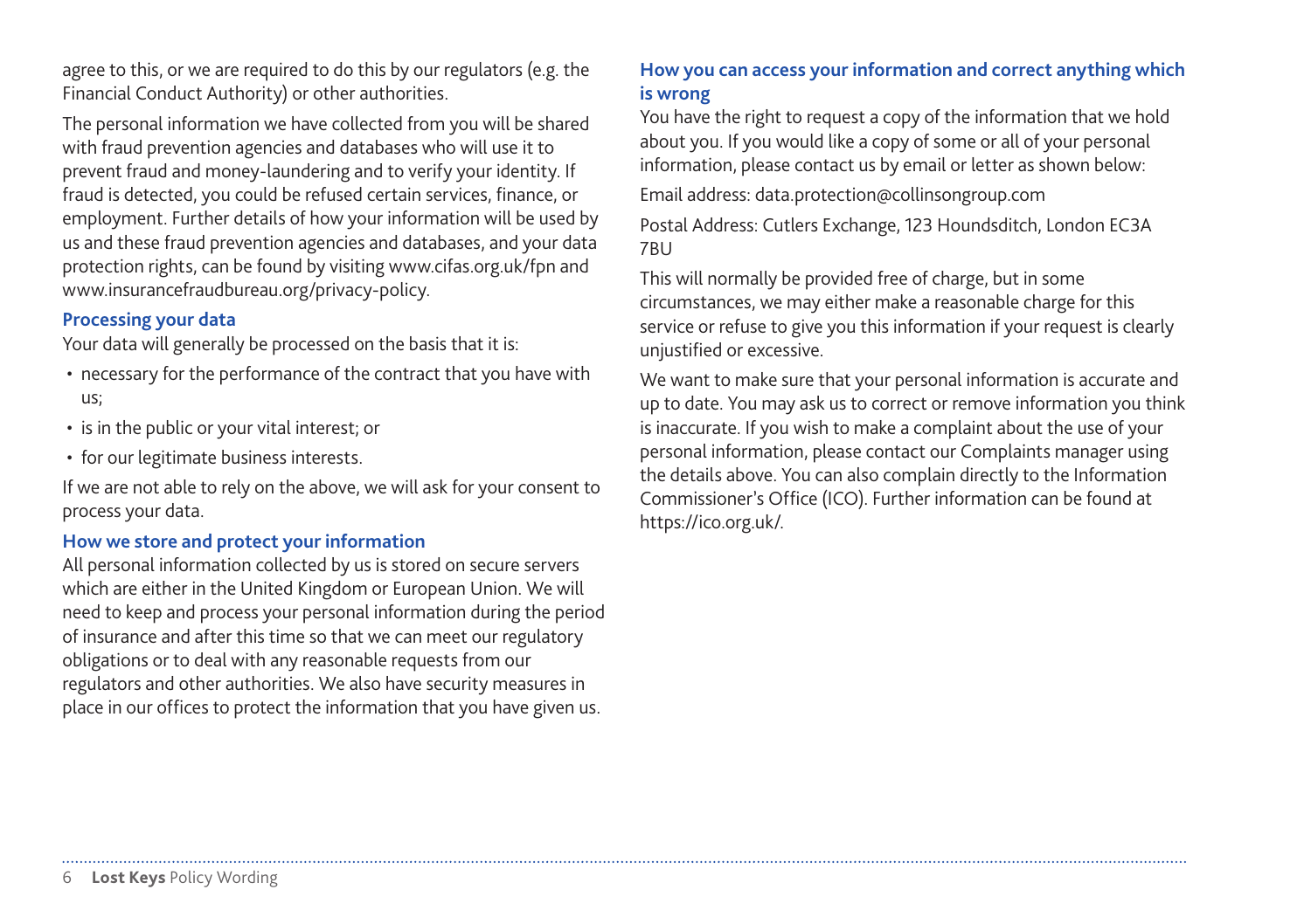agree to this, or we are required to do this by our regulators (e.g. the Financial Conduct Authority) or other authorities.

The personal information we have collected from you will be shared with fraud prevention agencies and databases who will use it to prevent fraud and money-laundering and to verify your identity. If fraud is detected, you could be refused certain services, finance, or employment. Further details of how your information will be used by us and these fraud prevention agencies and databases, and your data protection rights, can be found by visiting www.cifas.org.uk/fpn and www.insurancefraudbureau.org/privacy-policy.

### Processing your data

Your data will generally be processed on the basis that it is:

- necessary for the performance of the contract that you have with us;
- is in the public or your vital interest; or
- for our legitimate business interests.

If we are not able to rely on the above, we will ask for your consent to process your data.

### How we store and protect your information

All personal information collected by us is stored on secure servers which are either in the United Kingdom or European Union. We will need to keep and process your personal information during the period of insurance and after this time so that we can meet our regulatory obligations or to deal with any reasonable requests from our regulators and other authorities. We also have security measures in place in our offices to protect the information that you have given us.

### How you can access your information and correct anything which is wrong

You have the right to request a copy of the information that we hold about you. If you would like a copy of some or all of your personal information, please contact us by email or letter as shown below:

Email address: data.protection@collinsongroup.com

Postal Address: Cutlers Exchange, 123 Houndsditch, London EC3A 7BU

This will normally be provided free of charge, but in some circumstances, we may either make a reasonable charge for this service or refuse to give you this information if your request is clearly unjustified or excessive.

We want to make sure that your personal information is accurate and up to date. You may ask us to correct or remove information you think is inaccurate. If you wish to make a complaint about the use of your personal information, please contact our Complaints manager using the details above. You can also complain directly to the Information Commissioner's Office (ICO). Further information can be found at https://ico.org.uk/.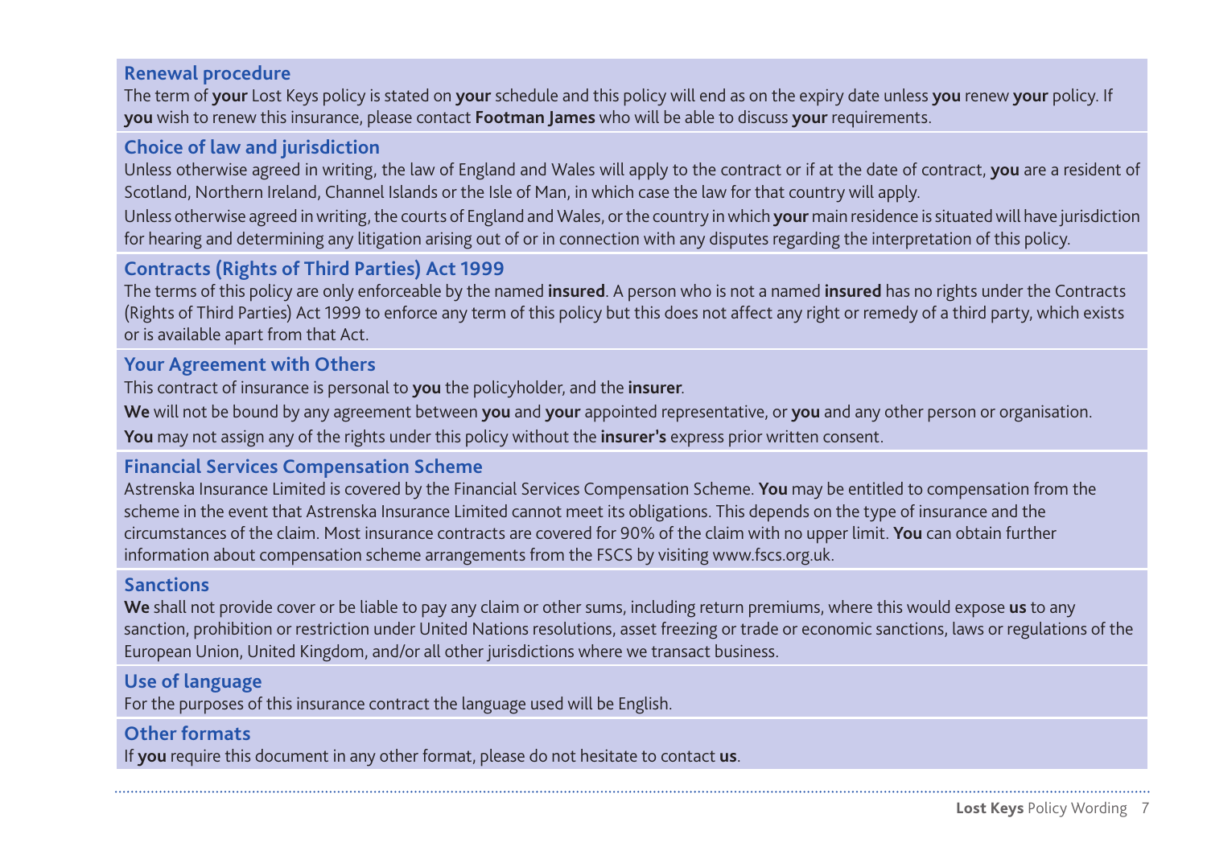## Renewal procedure

The term of **your** Lost Keys policy is stated on **your** schedule and this policy will end as on the expiry date unless **you** renew **your** policy. If **you** wish to renew this insurance, please contact **Footman James** who will be able to discuss **your** requirements.

## Choice of law and jurisdiction

Unless otherwise agreed in writing, the law of England and Wales will apply to the contract or if at the date of contract, **you** are a resident of Scotland, Northern Ireland, Channel Islands or the Isle of Man, in which case the law for that country will apply.

Unless otherwise agreed in writing, the courts of England and Wales, or the country in which **your** main residence is situated will have jurisdiction for hearing and determining any litigation arising out of or in connection with any disputes regarding the interpretation of this policy.

## Contracts (Rights of Third Parties) Act 1999

The terms of this policy are only enforceable by the named **insured**. A person who is not a named **insured** has no rights under the Contracts (Rights of Third Parties) Act 1999 to enforce any term of this policy but this does not affect any right or remedy of a third party, which exists or is available apart from that Act.

## Your Agreement with Others

This contract of insurance is personal to **you** the policyholder, and the **insurer**.

**We** will not be bound by any agreement between **you** and **your** appointed representative, or **you** and any other person or organisation.

**You** may not assign any of the rights under this policy without the **insurer's** express prior written consent.

## Financial Services Compensation Scheme

Astrenska Insurance Limited is covered by the Financial Services Compensation Scheme. **You** may be entitled to compensation from the scheme in the event that Astrenska Insurance Limited cannot meet its obligations. This depends on the type of insurance and the circumstances of the claim. Most insurance contracts are covered for 90% of the claim with no upper limit. **You** can obtain further information about compensation scheme arrangements from the FSCS by visiting www.fscs.org.uk.

## Sanctions

**We** shall not provide cover or be liable to pay any claim or other sums, including return premiums, where this would expose **us** to any sanction, prohibition or restriction under United Nations resolutions, asset freezing or trade or economic sanctions, laws or regulations of the European Union, United Kingdom, and/or all other jurisdictions where we transact business.

## Use of language

For the purposes of this insurance contract the language used will be English.

## Other formats

If **you** require this document in any other format, please do not hesitate to contact **us**.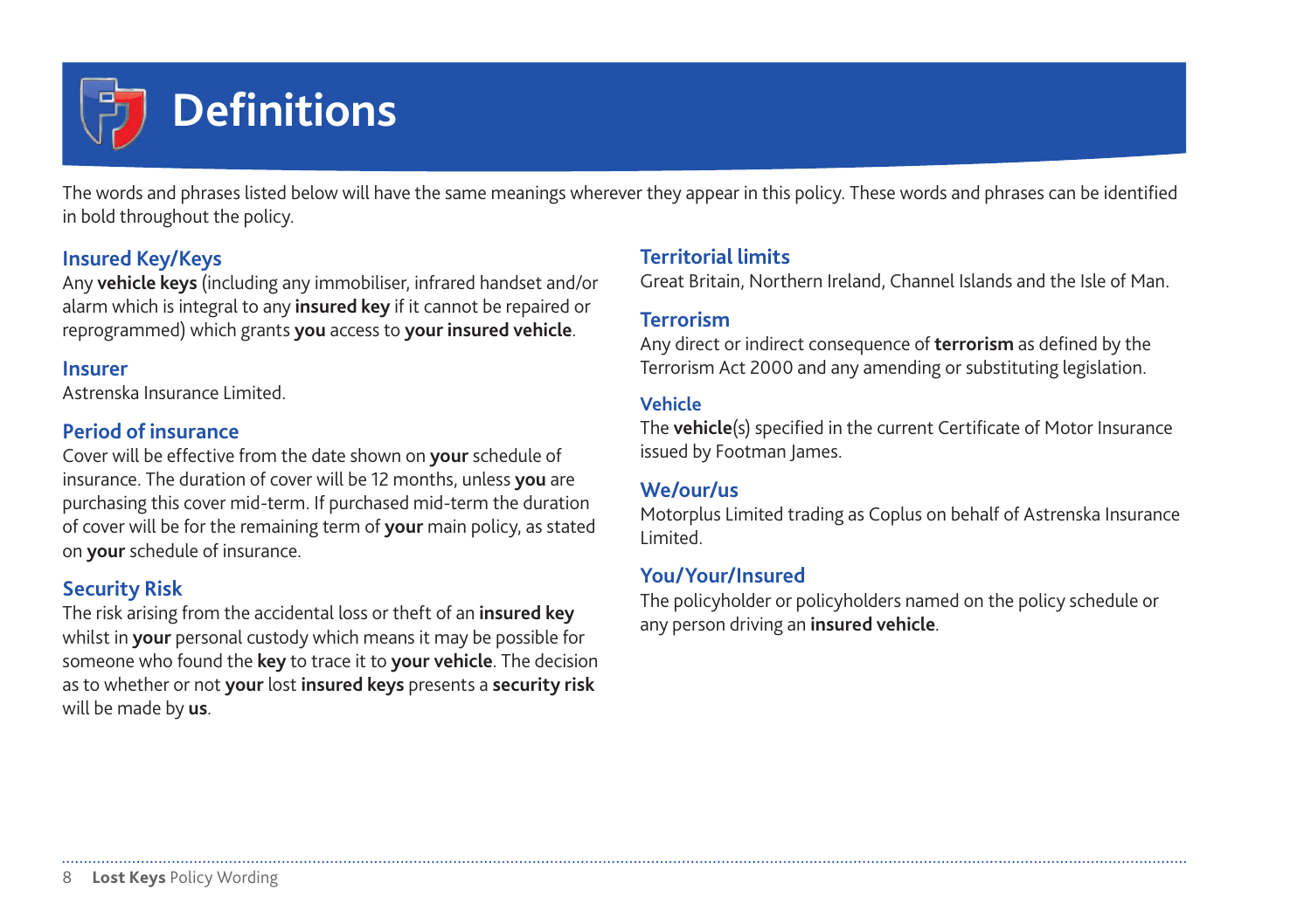# Definitions

The words and phrases listed below will have the same meanings wherever they appear in this policy. These words and phrases can be identified in bold throughout the policy.

### Insured Key/Keys

Any **vehicle keys** (including any immobiliser, infrared handset and/or alarm which is integral to any **insured key** if it cannot be repaired or reprogrammed) which grants **you** access to **your insured vehicle**.

### Insurer

Astrenska Insurance Limited.

### Period of insurance

Cover will be effective from the date shown on **your** schedule of insurance. The duration of cover will be 12 months, unless **you** are purchasing this cover mid-term. If purchased mid-term the duration of cover will be for the remaining term of **your** main policy, as stated on **your** schedule of insurance.

### Security Risk

The risk arising from the accidental loss or theft of an **insured key** whilst in **your** personal custody which means it may be possible for someone who found the **key** to trace it to **your vehicle**. The decision as to whether or not **your** lost **insured keys** presents a **security risk** will be made by **us**.

### Territorial limits

Great Britain, Northern Ireland, Channel Islands and the Isle of Man.

### Terrorism

Any direct or indirect consequence of **terrorism** as defined by the Terrorism Act 2000 and any amending or substituting legislation.

### Vehicle

The **vehicle**(s) specified in the current Certificate of Motor Insurance issued by Footman James.

### We/our/us

Motorplus Limited trading as Coplus on behalf of Astrenska Insurance Limited.

### You/Your/Insured

The policyholder or policyholders named on the policy schedule or any person driving an **insured vehicle**.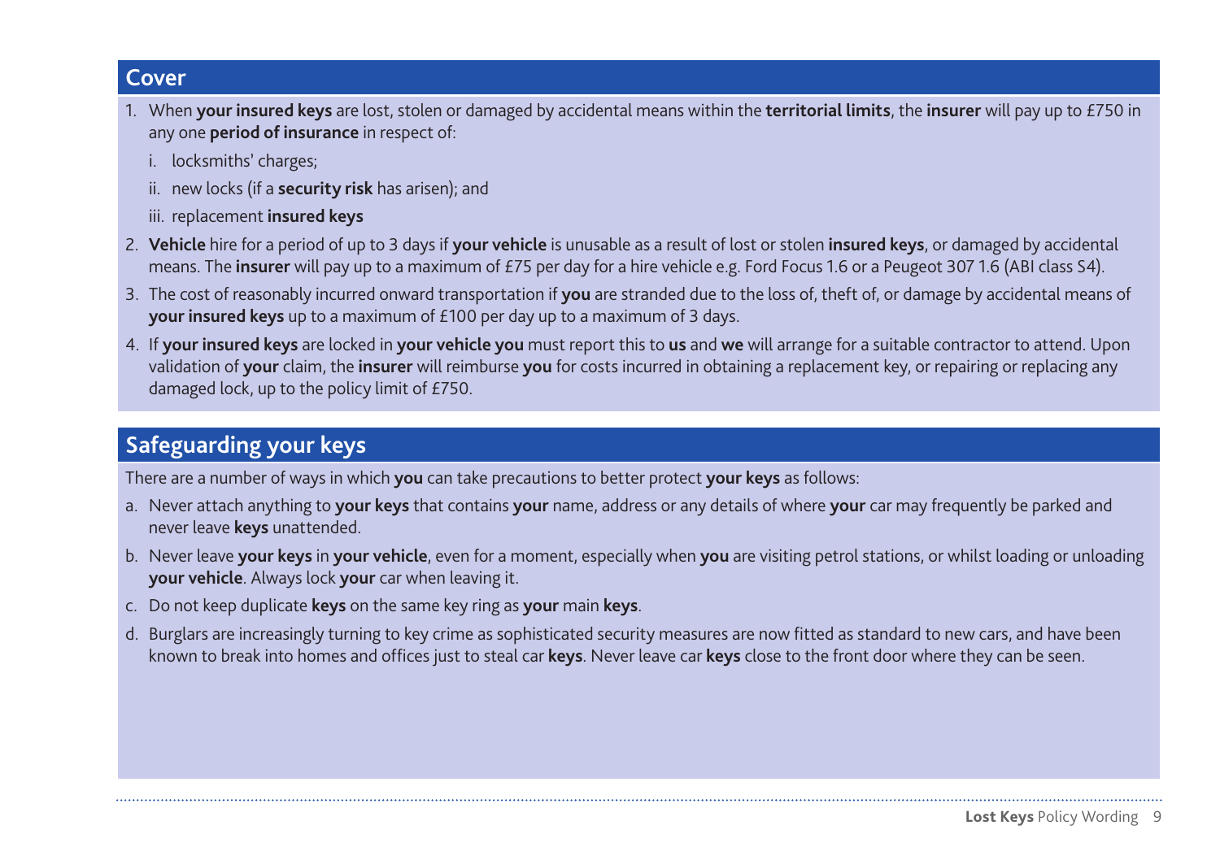## Cover

1. When **your insured keys** are lost, stolen or damaged by accidental means within the **territorial limits**, the **insurer** will pay up to £750 in any one **period of insurance** in respect of:
   i. locksmiths' charges;
   ii. new locks (if a **security risk** has arisen); and
   iii. replacement **insured keys**
2. **Vehicle** hire for a period of up to 3 days if **your vehicle** is unusable as a result of lost or stolen **insured keys**, or damaged by accidental means. The **insurer** will pay up to a maximum of £75 per day for a hire vehicle e.g. Ford Focus 1.6 or a Peugeot 307 1.6 (ABI class S4).
3. The cost of reasonably incurred onward transportation if **you** are stranded due to the loss of, theft of, or damage by accidental means of **your insured keys** up to a maximum of £100 per day up to a maximum of 3 days.
4. If **your insured keys** are locked in **your vehicle you** must report this to **us** and **we** will arrange for a suitable contractor to attend. Upon validation of **your** claim, the **insurer** will reimburse **you** for costs incurred in obtaining a replacement key, or repairing or replacing any damaged lock, up to the policy limit of £750.

## Safeguarding your keys

There are a number of ways in which **you** can take precautions to better protect **your keys** as follows:

a. Never attach anything to **your keys** that contains **your** name, address or any details of where **your** car may frequently be parked and never leave **keys** unattended.

b. Never leave **your keys** in **your vehicle**, even for a moment, especially when **you** are visiting petrol stations, or whilst loading or unloading **your vehicle**. Always lock **your** car when leaving it.

c. Do not keep duplicate **keys** on the same key ring as **your** main **keys**.

d. Burglars are increasingly turning to key crime as sophisticated security measures are now fitted as standard to new cars, and have been known to break into homes and offices just to steal car **keys**. Never leave car **keys** close to the front door where they can be seen.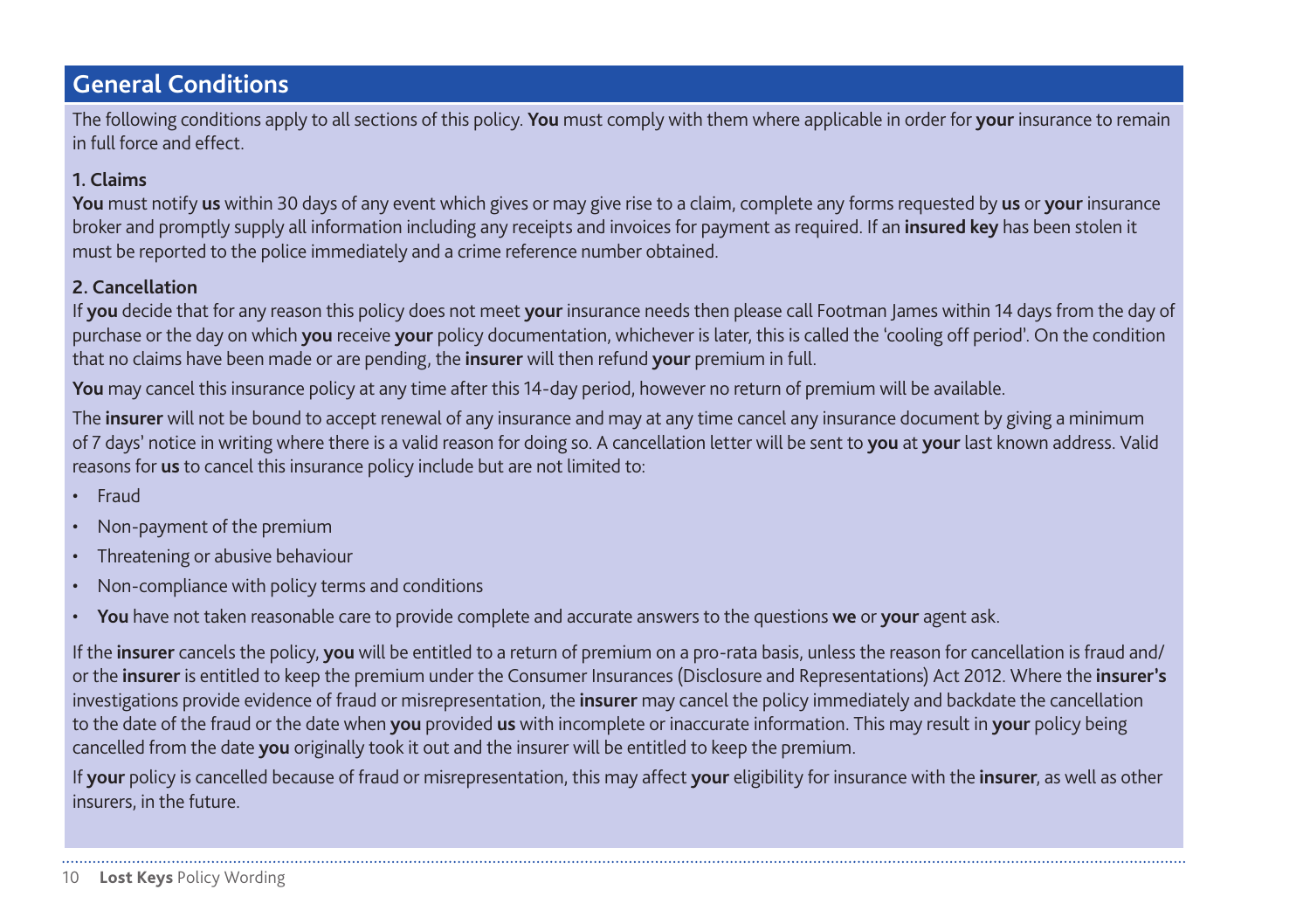## General Conditions

The following conditions apply to all sections of this policy. **You** must comply with them where applicable in order for **your** insurance to remain in full force and effect.

### 1. Claims

**You** must notify **us** within 30 days of any event which gives or may give rise to a claim, complete any forms requested by **us** or **your** insurance broker and promptly supply all information including any receipts and invoices for payment as required. If an **insured key** has been stolen it must be reported to the police immediately and a crime reference number obtained.

### 2. Cancellation

If **you** decide that for any reason this policy does not meet **your** insurance needs then please call Footman James within 14 days from the day of purchase or the day on which **you** receive **your** policy documentation, whichever is later, this is called the 'cooling off period'. On the condition that no claims have been made or are pending, the **insurer** will then refund **your** premium in full.

**You** may cancel this insurance policy at any time after this 14-day period, however no return of premium will be available.

The **insurer** will not be bound to accept renewal of any insurance and may at any time cancel any insurance document by giving a minimum of 7 days' notice in writing where there is a valid reason for doing so. A cancellation letter will be sent to **you** at **your** last known address. Valid reasons for **us** to cancel this insurance policy include but are not limited to:

- Fraud
- Non-payment of the premium
- Threatening or abusive behaviour
- Non-compliance with policy terms and conditions
- **You** have not taken reasonable care to provide complete and accurate answers to the questions **we** or **your** agent ask.

If the **insurer** cancels the policy, **you** will be entitled to a return of premium on a pro-rata basis, unless the reason for cancellation is fraud and/or the **insurer** is entitled to keep the premium under the Consumer Insurances (Disclosure and Representations) Act 2012. Where the **insurer's** investigations provide evidence of fraud or misrepresentation, the **insurer** may cancel the policy immediately and backdate the cancellation to the date of the fraud or the date when **you** provided **us** with incomplete or inaccurate information. This may result in **your** policy being cancelled from the date **you** originally took it out and the insurer will be entitled to keep the premium.

If **your** policy is cancelled because of fraud or misrepresentation, this may affect **your** eligibility for insurance with the **insurer**, as well as other insurers, in the future.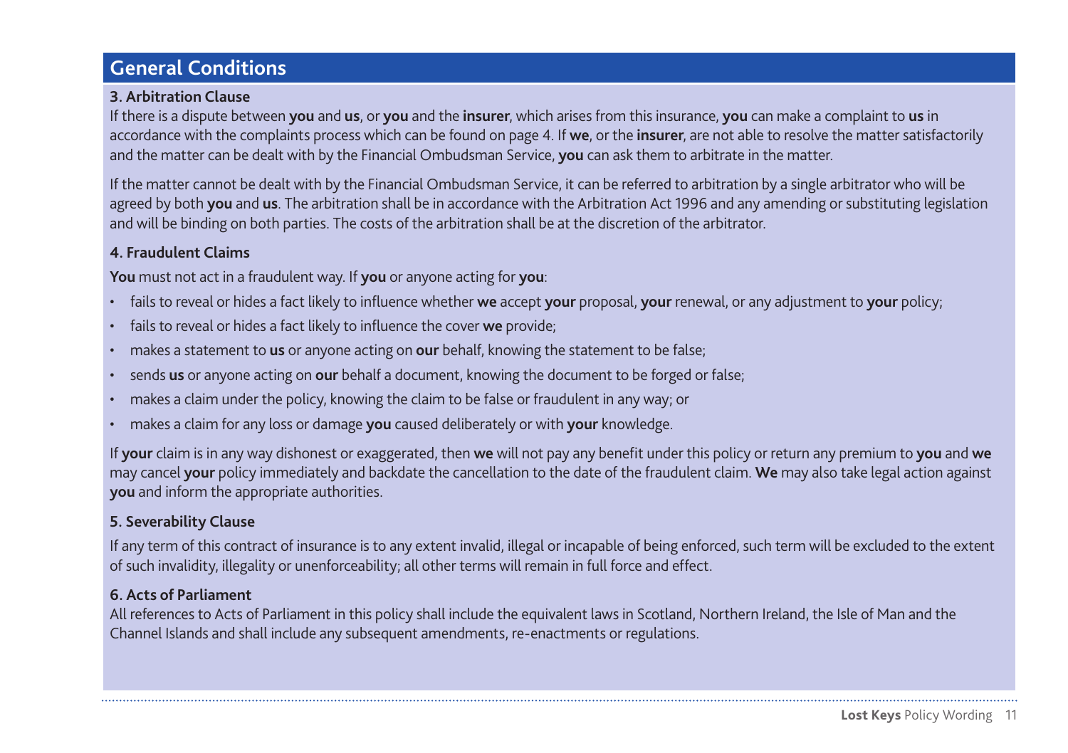## General Conditions

### 3. Arbitration Clause

If there is a dispute between **you** and **us**, or **you** and the **insurer**, which arises from this insurance, **you** can make a complaint to **us** in accordance with the complaints process which can be found on page 4. If **we**, or the **insurer**, are not able to resolve the matter satisfactorily and the matter can be dealt with by the Financial Ombudsman Service, **you** can ask them to arbitrate in the matter.

If the matter cannot be dealt with by the Financial Ombudsman Service, it can be referred to arbitration by a single arbitrator who will be agreed by both **you** and **us**. The arbitration shall be in accordance with the Arbitration Act 1996 and any amending or substituting legislation and will be binding on both parties. The costs of the arbitration shall be at the discretion of the arbitrator.

### 4. Fraudulent Claims

**You** must not act in a fraudulent way. If **you** or anyone acting for **you**:

- fails to reveal or hides a fact likely to influence whether **we** accept **your** proposal, **your** renewal, or any adjustment to **your** policy;
- fails to reveal or hides a fact likely to influence the cover **we** provide;
- makes a statement to **us** or anyone acting on **our** behalf, knowing the statement to be false;
- sends **us** or anyone acting on **our** behalf a document, knowing the document to be forged or false;
- makes a claim under the policy, knowing the claim to be false or fraudulent in any way; or
- makes a claim for any loss or damage **you** caused deliberately or with **your** knowledge.

If **your** claim is in any way dishonest or exaggerated, then **we** will not pay any benefit under this policy or return any premium to **you** and **we** may cancel **your** policy immediately and backdate the cancellation to the date of the fraudulent claim. **We** may also take legal action against **you** and inform the appropriate authorities.

### 5. Severability Clause

If any term of this contract of insurance is to any extent invalid, illegal or incapable of being enforced, such term will be excluded to the extent of such invalidity, illegality or unenforceability; all other terms will remain in full force and effect.

### 6. Acts of Parliament

All references to Acts of Parliament in this policy shall include the equivalent laws in Scotland, Northern Ireland, the Isle of Man and the Channel Islands and shall include any subsequent amendments, re-enactments or regulations.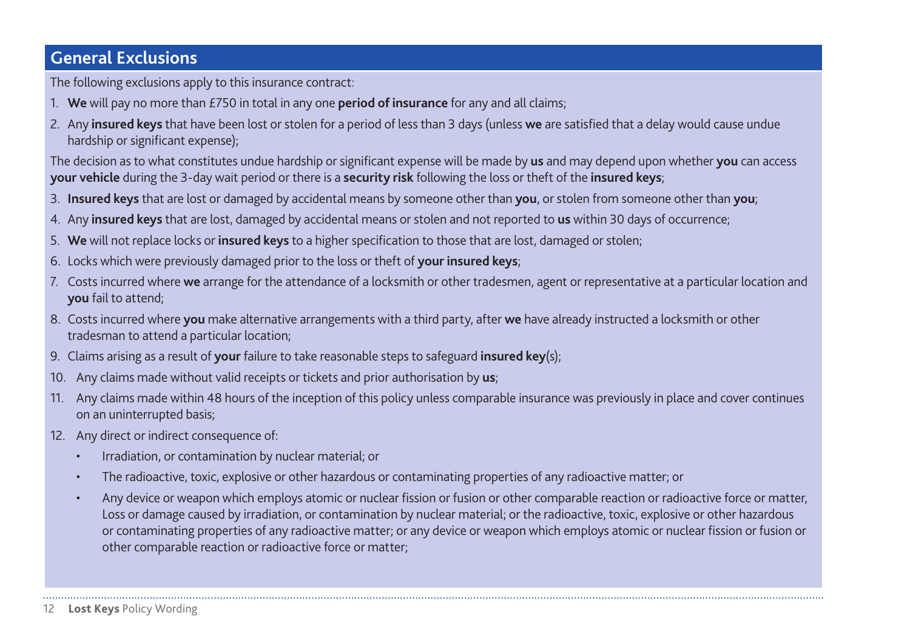## General Exclusions

The following exclusions apply to this insurance contract:

1. **We** will pay no more than £750 in total in any one **period of insurance** for any and all claims;
2. Any **insured keys** that have been lost or stolen for a period of less than 3 days (unless **we** are satisfied that a delay would cause undue hardship or significant expense);

The decision as to what constitutes undue hardship or significant expense will be made by **us** and may depend upon whether **you** can access **your vehicle** during the 3-day wait period or there is a **security risk** following the loss or theft of the **insured keys**;

3. **Insured keys** that are lost or damaged by accidental means by someone other than **you**, or stolen from someone other than **you**;
4. Any **insured keys** that are lost, damaged by accidental means or stolen and not reported to **us** within 30 days of occurrence;
5. **We** will not replace locks or **insured keys** to a higher specification to those that are lost, damaged or stolen;
6. Locks which were previously damaged prior to the loss or theft of **your insured keys**;
7. Costs incurred where **we** arrange for the attendance of a locksmith or other tradesmen, agent or representative at a particular location and **you** fail to attend;
8. Costs incurred where **you** make alternative arrangements with a third party, after **we** have already instructed a locksmith or other tradesman to attend a particular location;
9. Claims arising as a result of **your** failure to take reasonable steps to safeguard **insured key**(s);
10. Any claims made without valid receipts or tickets and prior authorisation by **us**;
11. Any claims made within 48 hours of the inception of this policy unless comparable insurance was previously in place and cover continues on an uninterrupted basis;
12. Any direct or indirect consequence of:
    - Irradiation, or contamination by nuclear material; or
    - The radioactive, toxic, explosive or other hazardous or contaminating properties of any radioactive matter; or
    - Any device or weapon which employs atomic or nuclear fission or fusion or other comparable reaction or radioactive force or matter, Loss or damage caused by irradiation, or contamination by nuclear material; or the radioactive, toxic, explosive or other hazardous or contaminating properties of any radioactive matter; or any device or weapon which employs atomic or nuclear fission or fusion or other comparable reaction or radioactive force or matter;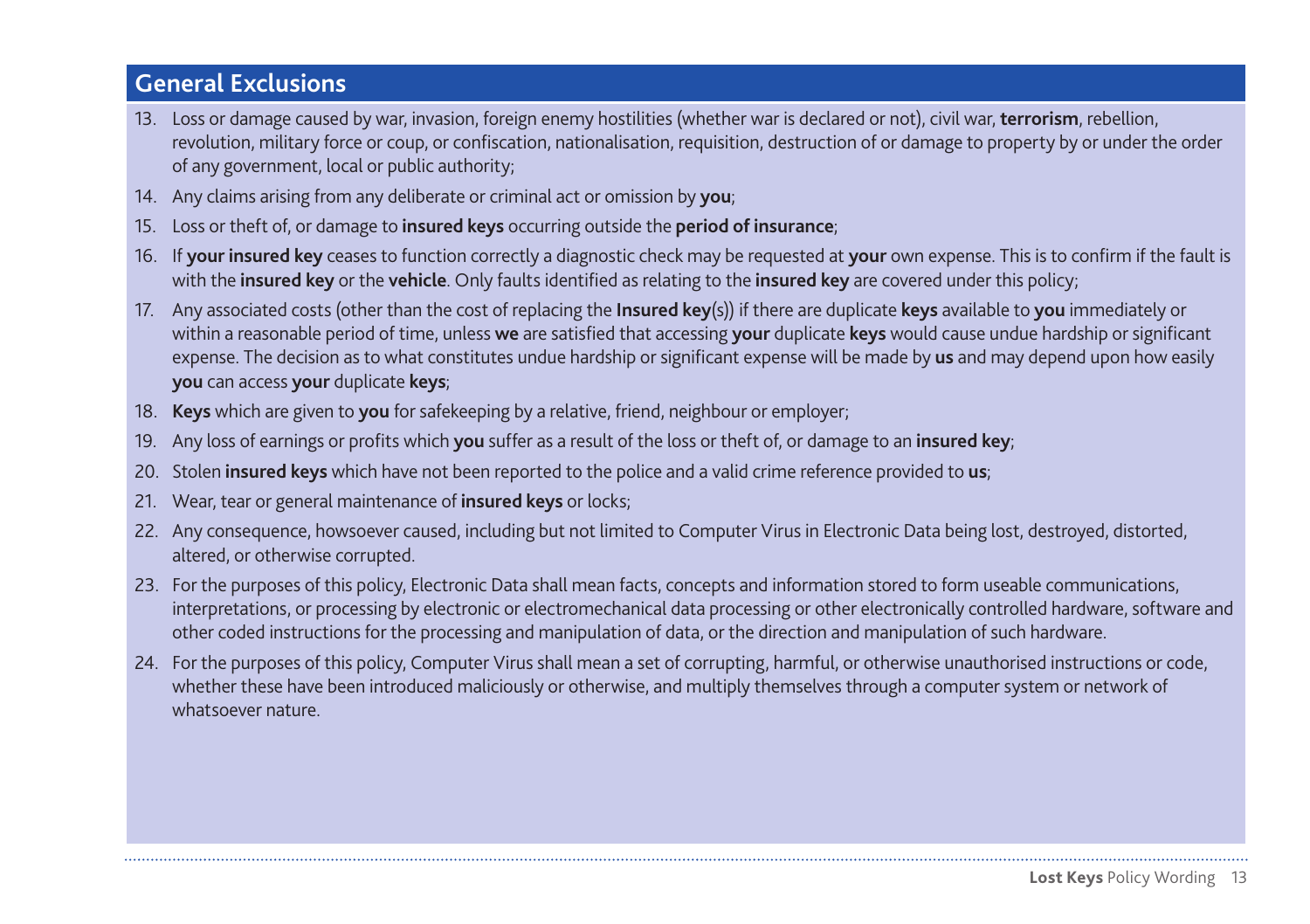## General Exclusions

13. Loss or damage caused by war, invasion, foreign enemy hostilities (whether war is declared or not), civil war, **terrorism**, rebellion, revolution, military force or coup, or confiscation, nationalisation, requisition, destruction of or damage to property by or under the order of any government, local or public authority;
14. Any claims arising from any deliberate or criminal act or omission by **you**;
15. Loss or theft of, or damage to **insured keys** occurring outside the **period of insurance**;
16. If **your insured key** ceases to function correctly a diagnostic check may be requested at **your** own expense. This is to confirm if the fault is with the **insured key** or the **vehicle**. Only faults identified as relating to the **insured key** are covered under this policy;
17. Any associated costs (other than the cost of replacing the **Insured key**(s)) if there are duplicate **keys** available to **you** immediately or within a reasonable period of time, unless **we** are satisfied that accessing **your** duplicate **keys** would cause undue hardship or significant expense. The decision as to what constitutes undue hardship or significant expense will be made by **us** and may depend upon how easily **you** can access **your** duplicate **keys**;
18. **Keys** which are given to **you** for safekeeping by a relative, friend, neighbour or employer;
19. Any loss of earnings or profits which **you** suffer as a result of the loss or theft of, or damage to an **insured key**;
20. Stolen **insured keys** which have not been reported to the police and a valid crime reference provided to **us**;
21. Wear, tear or general maintenance of **insured keys** or locks;
22. Any consequence, howsoever caused, including but not limited to Computer Virus in Electronic Data being lost, destroyed, distorted, altered, or otherwise corrupted.
23. For the purposes of this policy, Electronic Data shall mean facts, concepts and information stored to form useable communications, interpretations, or processing by electronic or electromechanical data processing or other electronically controlled hardware, software and other coded instructions for the processing and manipulation of data, or the direction and manipulation of such hardware.
24. For the purposes of this policy, Computer Virus shall mean a set of corrupting, harmful, or otherwise unauthorised instructions or code, whether these have been introduced maliciously or otherwise, and multiply themselves through a computer system or network of whatsoever nature.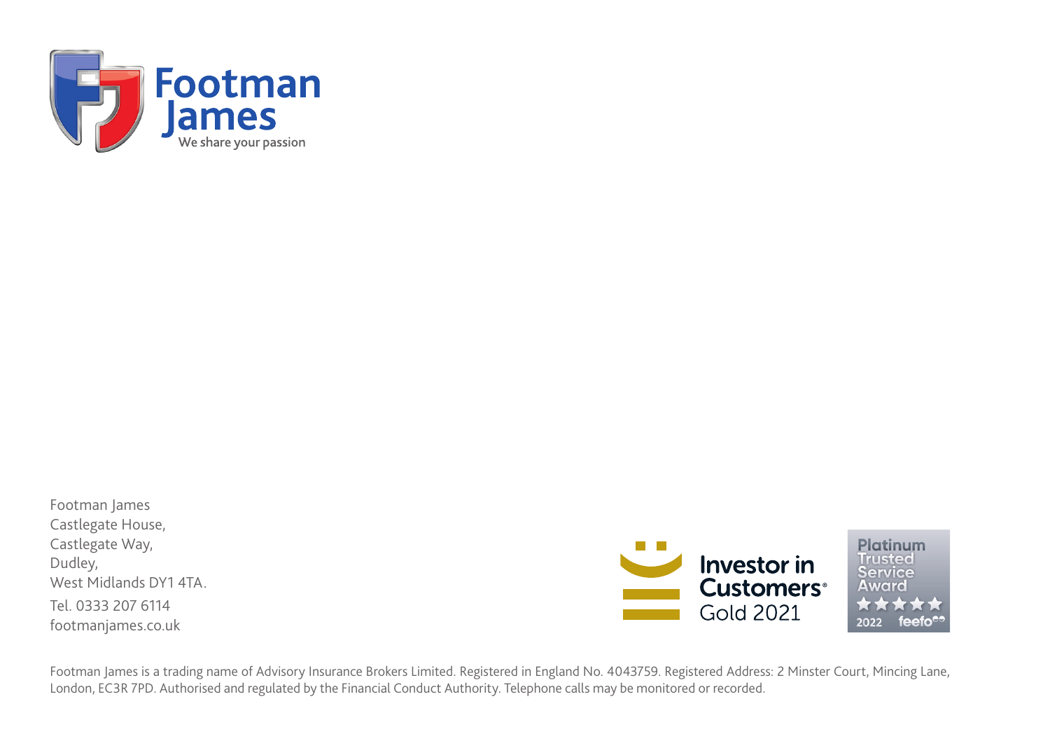Footman James
We share your passion

Footman James
Castlegate House,
Castlegate Way,
Dudley,
West Midlands DY1 4TA.
Tel. 0333 207 6114
footmanjames.co.uk

Investor in Customers Gold 2021

Platinum Trusted Service Award 2022 feefo

Footman James is a trading name of Advisory Insurance Brokers Limited. Registered in England No. 4043759. Registered Address: 2 Minster Court, Mincing Lane, London, EC3R 7PD. Authorised and regulated by the Financial Conduct Authority. Telephone calls may be monitored or recorded.